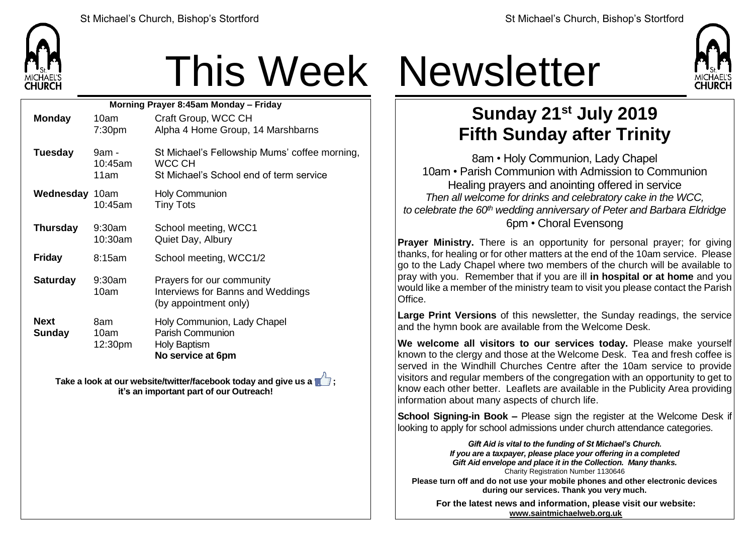# This Week Newsletter

| Morning Prayer 8:45am Monday – Friday | | |
|---|---|---|
| **Monday** | 10am<br>7:30pm | Craft Group, WCC CH<br>Alpha 4 Home Group, 14 Marshbarns |
| **Tuesday** | 9am - 10:45am<br>11am | St Michael's Fellowship Mums' coffee morning, WCC CH<br>St Michael's School end of term service |
| **Wednesday** | 10am<br>10:45am | Holy Communion<br>Tiny Tots |
| **Thursday** | 9:30am<br>10:30am | School meeting, WCC1<br>Quiet Day, Albury |
| **Friday** | 8:15am | School meeting, WCC1/2 |
| **Saturday** | 9:30am<br>10am | Prayers for our community<br>Interviews for Banns and Weddings (by appointment only) |
| **Next Sunday** | 8am<br>10am<br>12:30pm | Holy Communion, Lady Chapel<br>Parish Communion<br>Holy Baptism<br>**No service at 6pm** |

**Take a look at our website/twitter/facebook today and give us a 👍; it's an important part of our Outreach!**

## Sunday 21st July 2019
## Fifth Sunday after Trinity

8am • Holy Communion, Lady Chapel
10am • Parish Communion with Admission to Communion
Healing prayers and anointing offered in service
*Then all welcome for drinks and celebratory cake in the WCC, to celebrate the 60th wedding anniversary of Peter and Barbara Eldridge*
6pm • Choral Evensong

**Prayer Ministry.** There is an opportunity for personal prayer; for giving thanks, for healing or for other matters at the end of the 10am service. Please go to the Lady Chapel where two members of the church will be available to pray with you. Remember that if you are ill **in hospital or at home** and you would like a member of the ministry team to visit you please contact the Parish Office.

**Large Print Versions** of this newsletter, the Sunday readings, the service and the hymn book are available from the Welcome Desk.

**We welcome all visitors to our services today.** Please make yourself known to the clergy and those at the Welcome Desk. Tea and fresh coffee is served in the Windhill Churches Centre after the 10am service to provide visitors and regular members of the congregation with an opportunity to get to know each other better. Leaflets are available in the Publicity Area providing information about many aspects of church life.

**School Signing-in Book –** Please sign the register at the Welcome Desk if looking to apply for school admissions under church attendance categories.

***Gift Aid is vital to the funding of St Michael's Church. If you are a taxpayer, please place your offering in a completed Gift Aid envelope and place it in the Collection. Many thanks.***
Charity Registration Number 1130646

**Please turn off and do not use your mobile phones and other electronic devices during our services. Thank you very much.**

**For the latest news and information, please visit our website: www.saintmichaelweb.org.uk**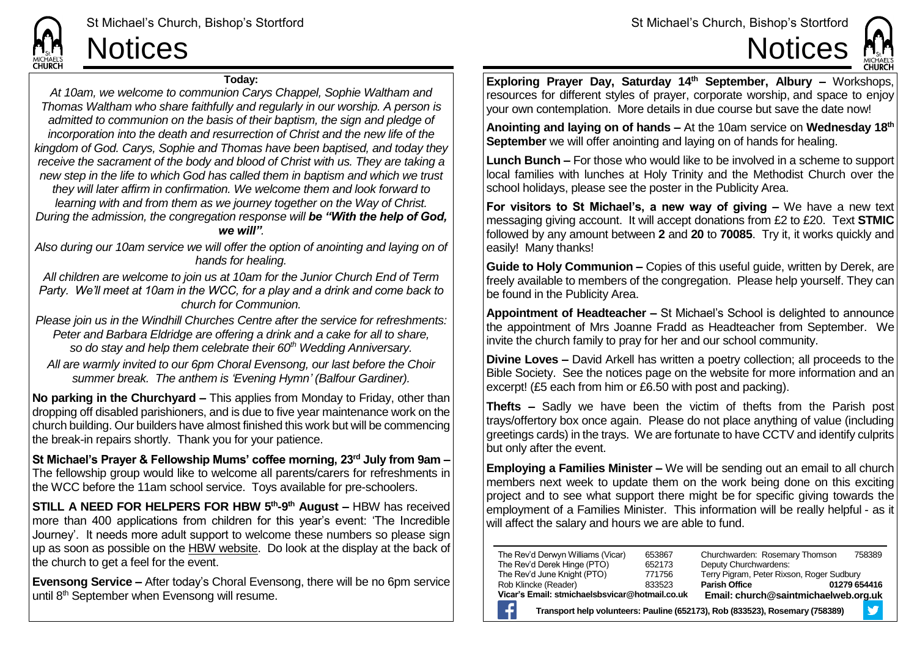# Notices

**Today:**

*At 10am, we welcome to communion Carys Chappel, Sophie Waltham and Thomas Waltham who share faithfully and regularly in our worship. A person is admitted to communion on the basis of their baptism, the sign and pledge of incorporation into the death and resurrection of Christ and the new life of the kingdom of God. Carys, Sophie and Thomas have been baptised, and today they receive the sacrament of the body and blood of Christ with us. They are taking a new step in the life to which God has called them in baptism and which we trust they will later affirm in confirmation. We welcome them and look forward to learning with and from them as we journey together on the Way of Christ. During the admission, the congregation response will **be "With the help of God, we will"**.*

*Also during our 10am service we will offer the option of anointing and laying on of hands for healing.*

*All children are welcome to join us at 10am for the Junior Church End of Term Party. We'll meet at 10am in the WCC, for a play and a drink and come back to church for Communion.*

*Please join us in the Windhill Churches Centre after the service for refreshments: Peter and Barbara Eldridge are offering a drink and a cake for all to share, so do stay and help them celebrate their 60th Wedding Anniversary.*

*All are warmly invited to our 6pm Choral Evensong, our last before the Choir summer break. The anthem is 'Evening Hymn' (Balfour Gardiner).*

**No parking in the Churchyard –** This applies from Monday to Friday, other than dropping off disabled parishioners, and is due to five year maintenance work on the church building. Our builders have almost finished this work but will be commencing the break-in repairs shortly. Thank you for your patience.

**St Michael's Prayer & Fellowship Mums' coffee morning, 23rd July from 9am –** The fellowship group would like to welcome all parents/carers for refreshments in the WCC before the 11am school service. Toys available for pre-schoolers.

**STILL A NEED FOR HELPERS FOR HBW 5th-9th August –** HBW has received more than 400 applications from children for this year's event: 'The Incredible Journey'. It needs more adult support to welcome these numbers so please sign up as soon as possible on the HBW website. Do look at the display at the back of the church to get a feel for the event.

**Evensong Service –** After today's Choral Evensong, there will be no 6pm service until 8th September when Evensong will resume.

**Exploring Prayer Day, Saturday 14th September, Albury –** Workshops, resources for different styles of prayer, corporate worship, and space to enjoy your own contemplation. More details in due course but save the date now!

**Anointing and laying on of hands –** At the 10am service on **Wednesday 18th September** we will offer anointing and laying on of hands for healing.

**Lunch Bunch –** For those who would like to be involved in a scheme to support local families with lunches at Holy Trinity and the Methodist Church over the school holidays, please see the poster in the Publicity Area.

**For visitors to St Michael's, a new way of giving –** We have a new text messaging giving account. It will accept donations from £2 to £20. Text **STMIC** followed by any amount between **2** and **20** to **70085**. Try it, it works quickly and easily! Many thanks!

**Guide to Holy Communion –** Copies of this useful guide, written by Derek, are freely available to members of the congregation. Please help yourself. They can be found in the Publicity Area.

**Appointment of Headteacher –** St Michael's School is delighted to announce the appointment of Mrs Joanne Fradd as Headteacher from September. We invite the church family to pray for her and our school community.

**Divine Loves –** David Arkell has written a poetry collection; all proceeds to the Bible Society. See the notices page on the website for more information and an excerpt! (£5 each from him or £6.50 with post and packing).

**Thefts –** Sadly we have been the victim of thefts from the Parish post trays/offertory box once again. Please do not place anything of value (including greetings cards) in the trays. We are fortunate to have CCTV and identify culprits but only after the event.

**Employing a Families Minister –** We will be sending out an email to all church members next week to update them on the work being done on this exciting project and to see what support there might be for specific giving towards the employment of a Families Minister. This information will be really helpful - as it will affect the salary and hours we are able to fund.

| | | | |
|---|---|---|---|
| The Rev'd Derwyn Williams (Vicar) | 653867 | Churchwarden: Rosemary Thomson | 758389 |
| The Rev'd Derek Hinge (PTO) | 652173 | Deputy Churchwardens: | |
| The Rev'd June Knight (PTO) | 771756 | Terry Pigram, Peter Rixson, Roger Sudbury | |
| Rob Klincke (Reader) | 833523 | **Parish Office** | **01279 654416** |
| **Vicar's Email: stmichaelsbsvicar@hotmail.co.uk** | | **Email: church@saintmichaelweb.org.uk** | |

**Transport help volunteers: Pauline (652173), Rob (833523), Rosemary (758389)**